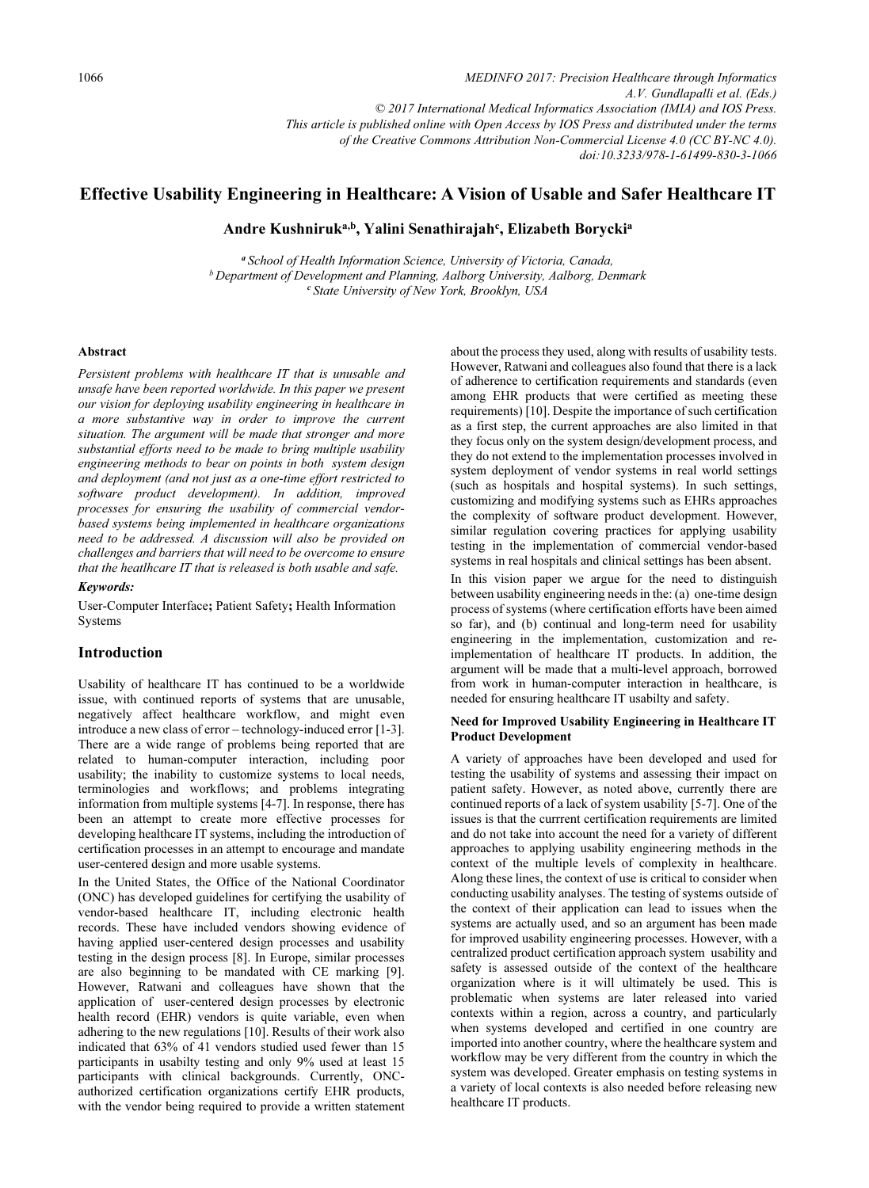# Effective Usability Engineering in Healthcare: A Vision of Usable and Safer Healthcare IT

**Andre Kushniruk[a,b], Yalini Senathirajah[c], Elizabeth Borycki[a]**

[a] *School of Health Information Science, University of Victoria, Canada,*
[b] *Department of Development and Planning, Aalborg University, Aalborg, Denmark*
[c] *State University of New York, Brooklyn, USA*

### Abstract

*Persistent problems with healthcare IT that is unusable and unsafe have been reported worldwide. In this paper we present our vision for deploying usability engineering in healthcare in a more substantive way in order to improve the current situation. The argument will be made that stronger and more substantial efforts need to be made to bring multiple usability engineering methods to bear on points in both system design and deployment (and not just as a one-time effort restricted to software product development). In addition, improved processes for ensuring the usability of commercial vendor-based systems being implemented in healthcare organizations need to be addressed. A discussion will also be provided on challenges and barriers that will need to be overcome to ensure that the heatlhcare IT that is released is both usable and safe.*

***Keywords:***

User-Computer Interface**;** Patient Safety**;** Health Information Systems

## Introduction

Usability of healthcare IT has continued to be a worldwide issue, with continued reports of systems that are unusable, negatively affect healthcare workflow, and might even introduce a new class of error – technology-induced error [1-3]. There are a wide range of problems being reported that are related to human-computer interaction, including poor usability; the inability to customize systems to local needs, terminologies and workflows; and problems integrating information from multiple systems [4-7]. In response, there has been an attempt to create more effective processes for developing healthcare IT systems, including the introduction of certification processes in an attempt to encourage and mandate user-centered design and more usable systems.

In the United States, the Office of the National Coordinator (ONC) has developed guidelines for certifying the usability of vendor-based healthcare IT, including electronic health records. These have included vendors showing evidence of having applied user-centered design processes and usability testing in the design process [8]. In Europe, similar processes are also beginning to be mandated with CE marking [9]. However, Ratwani and colleagues have shown that the application of user-centered design processes by electronic health record (EHR) vendors is quite variable, even when adhering to the new regulations [10]. Results of their work also indicated that 63% of 41 vendors studied used fewer than 15 participants in usabilty testing and only 9% used at least 15 participants with clinical backgrounds. Currently, ONC-authorized certification organizations certify EHR products, with the vendor being required to provide a written statement about the process they used, along with results of usability tests. However, Ratwani and colleagues also found that there is a lack of adherence to certification requirements and standards (even among EHR products that were certified as meeting these requirements) [10]. Despite the importance of such certification as a first step, the current approaches are also limited in that they focus only on the system design/development process, and they do not extend to the implementation processes involved in system deployment of vendor systems in real world settings (such as hospitals and hospital systems). In such settings, customizing and modifying systems such as EHRs approaches the complexity of software product development. However, similar regulation covering practices for applying usability testing in the implementation of commercial vendor-based systems in real hospitals and clinical settings has been absent.

In this vision paper we argue for the need to distinguish between usability engineering needs in the: (a) one-time design process of systems (where certification efforts have been aimed so far), and (b) continual and long-term need for usability engineering in the implementation, customization and re-implementation of healthcare IT products. In addition, the argument will be made that a multi-level approach, borrowed from work in human-computer interaction in healthcare, is needed for ensuring healthcare IT usabilty and safety.

### Need for Improved Usability Engineering in Healthcare IT Product Development

A variety of approaches have been developed and used for testing the usability of systems and assessing their impact on patient safety. However, as noted above, currently there are continued reports of a lack of system usability [5-7]. One of the issues is that the currrent certification requirements are limited and do not take into account the need for a variety of different approaches to applying usability engineering methods in the context of the multiple levels of complexity in healthcare. Along these lines, the context of use is critical to consider when conducting usability analyses. The testing of systems outside of the context of their application can lead to issues when the systems are actually used, and so an argument has been made for improved usability engineering processes. However, with a centralized product certification approach system usability and safety is assessed outside of the context of the healthcare organization where is it will ultimately be used. This is problematic when systems are later released into varied contexts within a region, across a country, and particularly when systems developed and certified in one country are imported into another country, where the healthcare system and workflow may be very different from the country in which the system was developed. Greater emphasis on testing systems in a variety of local contexts is also needed before releasing new healthcare IT products.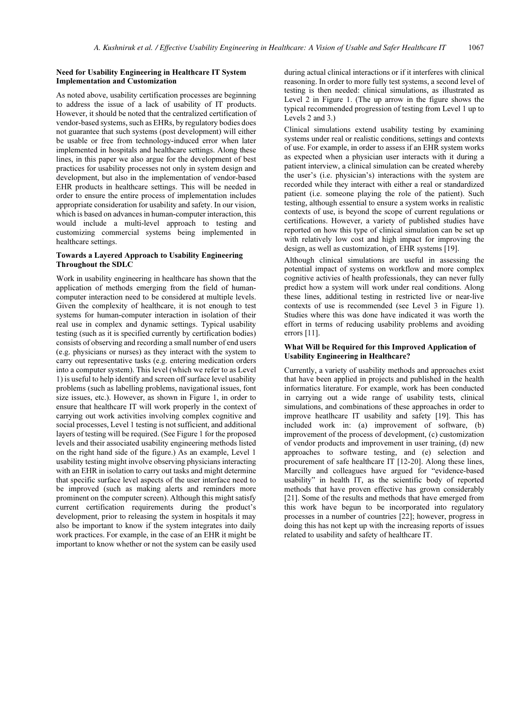### Need for Usability Engineering in Healthcare IT System Implementation and Customization

As noted above, usability certification processes are beginning to address the issue of a lack of usability of IT products. However, it should be noted that the centralized certification of vendor-based systems, such as EHRs, by regulatory bodies does not guarantee that such systems (post development) will either be usable or free from technology-induced error when later implemented in hospitals and healthcare settings. Along these lines, in this paper we also argue for the development of best practices for usability processes not only in system design and development, but also in the implementation of vendor-based EHR products in healthcare settings. This will be needed in order to ensure the entire process of implementation includes appropriate consideration for usability and safety. In our vision, which is based on advances in human-computer interaction, this would include a multi-level approach to testing and customizing commercial systems being implemented in healthcare settings.

### Towards a Layered Approach to Usability Engineering Throughout the SDLC

Work in usability engineering in healthcare has shown that the application of methods emerging from the field of human-computer interaction need to be considered at multiple levels. Given the complexity of healthcare, it is not enough to test systems for human-computer interaction in isolation of their real use in complex and dynamic settings. Typical usability testing (such as it is specified currently by certification bodies) consists of observing and recording a small number of end users (e.g. physicians or nurses) as they interact with the system to carry out representative tasks (e.g. entering medication orders into a computer system). This level (which we refer to as Level 1) is useful to help identify and screen off surface level usability problems (such as labelling problems, navigational issues, font size issues, etc.). However, as shown in Figure 1, in order to ensure that healthcare IT will work properly in the context of carrying out work activities involving complex cognitive and social processes, Level 1 testing is not sufficient, and additional layers of testing will be required. (See Figure 1 for the proposed levels and their associated usability engineering methods listed on the right hand side of the figure.) As an example, Level 1 usability testing might involve observing physicians interacting with an EHR in isolation to carry out tasks and might determine that specific surface level aspects of the user interface need to be improved (such as making alerts and reminders more prominent on the computer screen). Although this might satisfy current certification requirements during the product's development, prior to releasing the system in hospitals it may also be important to know if the system integrates into daily work practices. For example, in the case of an EHR it might be important to know whether or not the system can be easily used during actual clinical interactions or if it interferes with clinical reasoning. In order to more fully test systems, a second level of testing is then needed: clinical simulations, as illustrated as Level 2 in Figure 1. (The up arrow in the figure shows the typical recommended progression of testing from Level 1 up to Levels 2 and 3.)

Clinical simulations extend usability testing by examining systems under real or realistic conditions, settings and contexts of use. For example, in order to assess if an EHR system works as expected when a physician user interacts with it during a patient interview, a clinical simulation can be created whereby the user's (i.e. physician's) interactions with the system are recorded while they interact with either a real or standardized patient (i.e. someone playing the role of the patient). Such testing, although essential to ensure a system works in realistic contexts of use, is beyond the scope of current regulations or certifications. However, a variety of published studies have reported on how this type of clinical simulation can be set up with relatively low cost and high impact for improving the design, as well as customization, of EHR systems [19].

Although clinical simulations are useful in assessing the potential impact of systems on workflow and more complex cognitive activies of health professionals, they can never fully predict how a system will work under real conditions. Along these lines, additional testing in restricted live or near-live contexts of use is recommended (see Level 3 in Figure 1). Studies where this was done have indicated it was worth the effort in terms of reducing usability problems and avoiding errors [11].

### What Will be Required for this Improved Application of Usability Engineering in Healthcare?

Currently, a variety of usability methods and approaches exist that have been applied in projects and published in the health informatics literature. For example, work has been conducted in carrying out a wide range of usability tests, clinical simulations, and combinations of these approaches in order to improve heatlhcare IT usability and safety [19]. This has included work in: (a) improvement of software, (b) improvement of the process of development, (c) customization of vendor products and improvement in user training, (d) new approaches to software testing, and (e) selection and procurement of safe healthcare IT [12-20]. Along these lines, Marcilly and colleagues have argued for "evidence-based usability" in health IT, as the scientific body of reported methods that have proven effective has grown considerably [21]. Some of the results and methods that have emerged from this work have begun to be incorporated into regulatory processes in a number of countries [22]; however, progress in doing this has not kept up with the increasing reports of issues related to usability and safety of healthcare IT.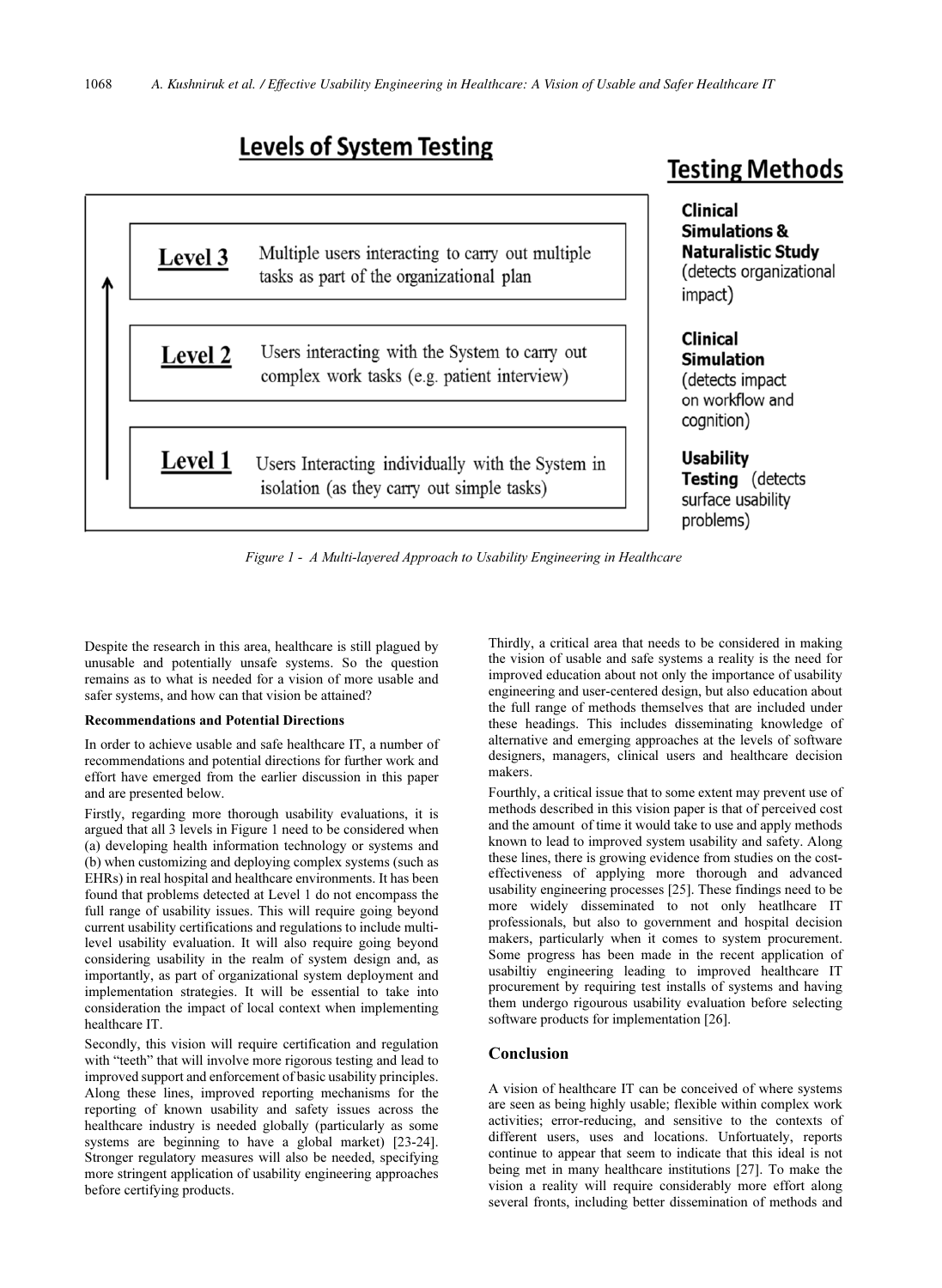**Levels of System Testing** | **Testing Methods**

| Level | Description | Testing Method |
| --- | --- | --- |
| **Level 3** | Multiple users interacting to carry out multiple tasks as part of the organizational plan | **Clinical Simulations & Naturalistic Study** (detects organizational impact) |
| **Level 2** | Users interacting with the System to carry out complex work tasks (e.g. patient interview) | **Clinical Simulation** (detects impact on workflow and cognition) |
| **Level 1** | Users Interacting individually with the System in isolation (as they carry out simple tasks) | **Usability Testing** (detects surface usability problems) |

*Figure 1 - A Multi-layered Approach to Usability Engineering in Healthcare*

Despite the research in this area, healthcare is still plagued by unusable and potentially unsafe systems. So the question remains as to what is needed for a vision of more usable and safer systems, and how can that vision be attained?

**Recommendations and Potential Directions**

In order to achieve usable and safe healthcare IT, a number of recommendations and potential directions for further work and effort have emerged from the earlier discussion in this paper and are presented below.

Firstly, regarding more thorough usability evaluations, it is argued that all 3 levels in Figure 1 need to be considered when (a) developing health information technology or systems and (b) when customizing and deploying complex systems (such as EHRs) in real hospital and healthcare environments. It has been found that problems detected at Level 1 do not encompass the full range of usability issues. This will require going beyond current usability certifications and regulations to include multi-level usability evaluation. It will also require going beyond considering usability in the realm of system design and, as importantly, as part of organizational system deployment and implementation strategies. It will be essential to take into consideration the impact of local context when implementing healthcare IT.

Secondly, this vision will require certification and regulation with "teeth" that will involve more rigorous testing and lead to improved support and enforcement of basic usability principles. Along these lines, improved reporting mechanisms for the reporting of known usability and safety issues across the healthcare industry is needed globally (particularly as some systems are beginning to have a global market) [23-24]. Stronger regulatory measures will also be needed, specifying more stringent application of usability engineering approaches before certifying products.

Thirdly, a critical area that needs to be considered in making the vision of usable and safe systems a reality is the need for improved education about not only the importance of usability engineering and user-centered design, but also education about the full range of methods themselves that are included under these headings. This includes disseminating knowledge of alternative and emerging approaches at the levels of software designers, managers, clinical users and healthcare decision makers.

Fourthly, a critical issue that to some extent may prevent use of methods described in this vision paper is that of perceived cost and the amount of time it would take to use and apply methods known to lead to improved system usability and safety. Along these lines, there is growing evidence from studies on the cost-effectiveness of applying more thorough and advanced usability engineering processes [25]. These findings need to be more widely disseminated to not only heatlhcare IT professionals, but also to government and hospital decision makers, particularly when it comes to system procurement. Some progress has been made in the recent application of usabiltiy engineering leading to improved healthcare IT procurement by requiring test installs of systems and having them undergo rigourous usability evaluation before selecting software products for implementation [26].

## Conclusion

A vision of healthcare IT can be conceived of where systems are seen as being highly usable; flexible within complex work activities; error-reducing, and sensitive to the contexts of different users, uses and locations. Unfortunately, reports continue to appear that seem to indicate that this ideal is not being met in many healthcare institutions [27]. To make the vision a reality will require considerably more effort along several fronts, including better dissemination of methods and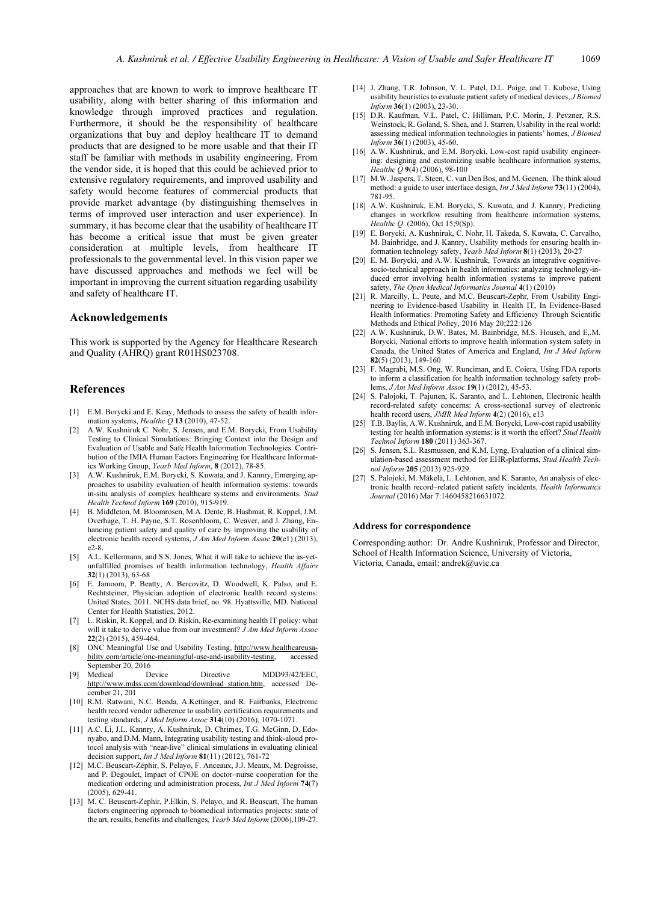approaches that are known to work to improve healthcare IT usability, along with better sharing of this information and knowledge through improved practices and regulation. Furthermore, it should be the responsibility of healthcare organizations that buy and deploy healthcare IT to demand products that are designed to be more usable and that their IT staff be familiar with methods in usability engineering. From the vendor side, it is hoped that this could be achieved prior to extensive regulatory requirements, and improved usability and safety would become features of commercial products that provide market advantage (by distinguishing themselves in terms of improved user interaction and user experience). In summary, it has become clear that the usability of healthcare IT has become a critical issue that must be given greater consideration at multiple levels, from healthcare IT professionals to the governmental level. In this vision paper we have discussed approaches and methods we feel will be important in improving the current situation regarding usability and safety of healthcare IT.

## Acknowledgements

This work is supported by the Agency for Healthcare Research and Quality (AHRQ) grant R01HS023708.

## References

[1] E.M. Borycki and E. Keay, Methods to assess the safety of health information systems, *Healthc Q* **13** (2010), 47-52.

[2] A.W. Kushniruk C. Nohr, S. Jensen, and E.M. Borycki, From Usability Testing to Clinical Simulations: Bringing Context into the Design and Evaluation of Usable and Safe Health Information Technologies. Contribution of the IMIA Human Factors Engineering for Healthcare Informatics Working Group, *Yearb Med Inform*, **8** (2012), 78-85.

[3] A.W. Kushniruk, E.M. Borycki, S. Kuwata, and J. Kannry, Emerging approaches to usability evaluation of health information systems: towards in-situ analysis of complex healthcare systems and environments. *Stud Health Technol Inform* **169** (2010), 915-919.

[4] B. Middleton, M. Bloomrosen, M.A. Dente, B. Hashmat, R. Koppel, J.M. Overhage, T. H. Payne, S.T. Rosenbloom, C. Weaver, and J. Zhang, Enhancing patient safety and quality of care by improving the usability of electronic health record systems, *J Am Med Inform Assoc* **20**(e1) (2013), e2-8.

[5] A.L. Kellermann, and S.S. Jones, What it will take to achieve the as-yet-unfulfilled promises of health information technology, *Health Affairs* **32**(1) (2013), 63-68

[6] E. Jamoom, P. Beatty, A. Bercovitz, D. Woodwell, K. Palso, and E. Rechtsteiner, Physician adoption of electronic health record systems: United States, 2011. NCHS data brief, no. 98. Hyattsville, MD. National Center for Health Statistics, 2012.

[7] L. Riskin, R. Koppel, and D. Riskin, Re-examining health IT policy: what will it take to derive value from our investment? *J Am Med Inform Assoc* **22**(2) (2015), 459-464.

[8] ONC Meaningful Use and Usability Testing, http://www.healthcareusability.com/article/onc-meaningful-use-and-usability-testing, accessed September 20, 2016

[9] Medical Device Directive MDD93/42/EEC, http://www.mdss.com/download/download_station.htm, accessed December 21, 201

[10] R.M. Ratwani, N.C. Benda, A.Kettinger, and R. Fairbanks, Electronic health record vendor adherence to usability certification requirements and testing standards, *J Med Inform Assoc* **314**(10) (2016), 1070-1071.

[11] A.C. Li, J.L. Kannry, A. Kushniruk, D. Chrimes, T.G. McGinn, D. Edonyabo, and D.M. Mann, Integrating usability testing and think-aloud protocol analysis with "near-live" clinical simulations in evaluating clinical decision support, *Int J Med Inform* **81**(11) (2012), 761-72

[12] M.C. Beuscart-Zéphir, S. Pelayo, F. Anceaux, J.J. Meaux, M. Degroisse, and P. Degoulet, Impact of CPOE on doctor–nurse cooperation for the medication ordering and administration process, *Int J Med Inform* **74**(7) (2005), 629-41.

[13] M. C. Beuscart-Zephir, P.Elkin, S. Pelayo, and R. Beuscart, The human factors engineering approach to biomedical informatics projects: state of the art, results, benefits and challenges, *Yearb Med Inform* (2006),109-27.

[14] J. Zhang, T.R. Johnson, V. L. Patel, D.L. Paige, and T. Kubose, Using usability heuristics to evaluate patient safety of medical devices, *J Biomed Inform* **36**(1) (2003), 23-30.

[15] D.R. Kaufman, V.L. Patel, C. Hilliman, P.C. Morin, J. Pevzner, R.S. Weinstock, R. Goland, S. Shea, and J. Starren, Usability in the real world: assessing medical information technologies in patients' homes, *J Biomed Inform* **36**(1) (2003), 45-60.

[16] A.W. Kushniruk, and E.M. Borycki, Low-cost rapid usability engineering: designing and customizing usable healthcare information systems, *Healthc Q* **9**(4) (2006), 98-100

[17] M.W. Jaspers, T. Steen, C. van Den Bos, and M. Geenen, The think aloud method: a guide to user interface design, *Int J Med Inform* **73**(11) (2004), 781-95.

[18] A.W. Kushniruk, E.M. Borycki, S. Kuwata, and J. Kannry, Predicting changes in workflow resulting from healthcare information systems, *Healthc Q* (2006), Oct 15;9(Sp).

[19] E. Borycki, A. Kushniruk, C. Nohr, H. Takeda, S. Kuwata, C. Carvalho, M. Bainbridge, and J. Kannry, Usability methods for ensuring health information technology safety, *Yearb Med Inform* **8**(1) (2013), 20-27

[20] E. M. Borycki, and A.W. Kushniruk, Towards an integrative cognitive-socio-technical approach in health informatics: analyzing technology-induced error involving health information systems to improve patient safety, *The Open Medical Informatics Journal* **4**(1) (2010)

[21] R. Marcilly, L. Peute, and M.C. Beuscart-Zephr, From Usability Engineering to Evidence-based Usability in Health IT, In Evidence-Based Health Informatics: Promoting Safety and Efficiency Through Scientific Methods and Ethical Policy, 2016 May 20;222:126

[22] A.W. Kushniruk, D.W. Bates, M. Bainbridge, M.S. Househ, and E,.M. Borycki, National efforts to improve health information system safety in Canada, the United States of America and England, *Int J Med Inform* **82**(5) (2013), 149-160

[23] F. Magrabi, M.S. Ong, W. Runciman, and E. Coiera, Using FDA reports to inform a classification for health information technology safety problems, *J Am Med Inform Assoc* **19**(1) (2012), 45-53.

[24] S. Palojoki, T. Pajunen, K. Saranto, and L. Lehtonen, Electronic health record-related safety concerns: A cross-sectional survey of electronic health record users, *JMIR Med Inform* **4**(2) (2016), e13

[25] T.B. Baylis, A.W. Kushniruk, and E.M. Borycki, Low-cost rapid usability testing for health information systems: is it worth the effort? *Stud Health Technol Inform* **180** (2011) 363-367.

[26] S. Jensen, S.L. Rasmussen, and K.M. Lyng, Evaluation of a clinical simulation-based assessment method for EHR-platforms, *Stud Health Technol Inform* **205** (2013) 925-929.

[27] S. Palojoki, M. Mäkelä, L. Lehtonen, and K. Saranto, An analysis of electronic health record–related patient safety incidents. *Health Informatics Journal* (2016) Mar 7:1460458216631072.

### Address for correspondence

Corresponding author: Dr. Andre Kushniruk, Professor and Director, School of Health Information Science, University of Victoria, Victoria, Canada, email: andrek@uvic.ca